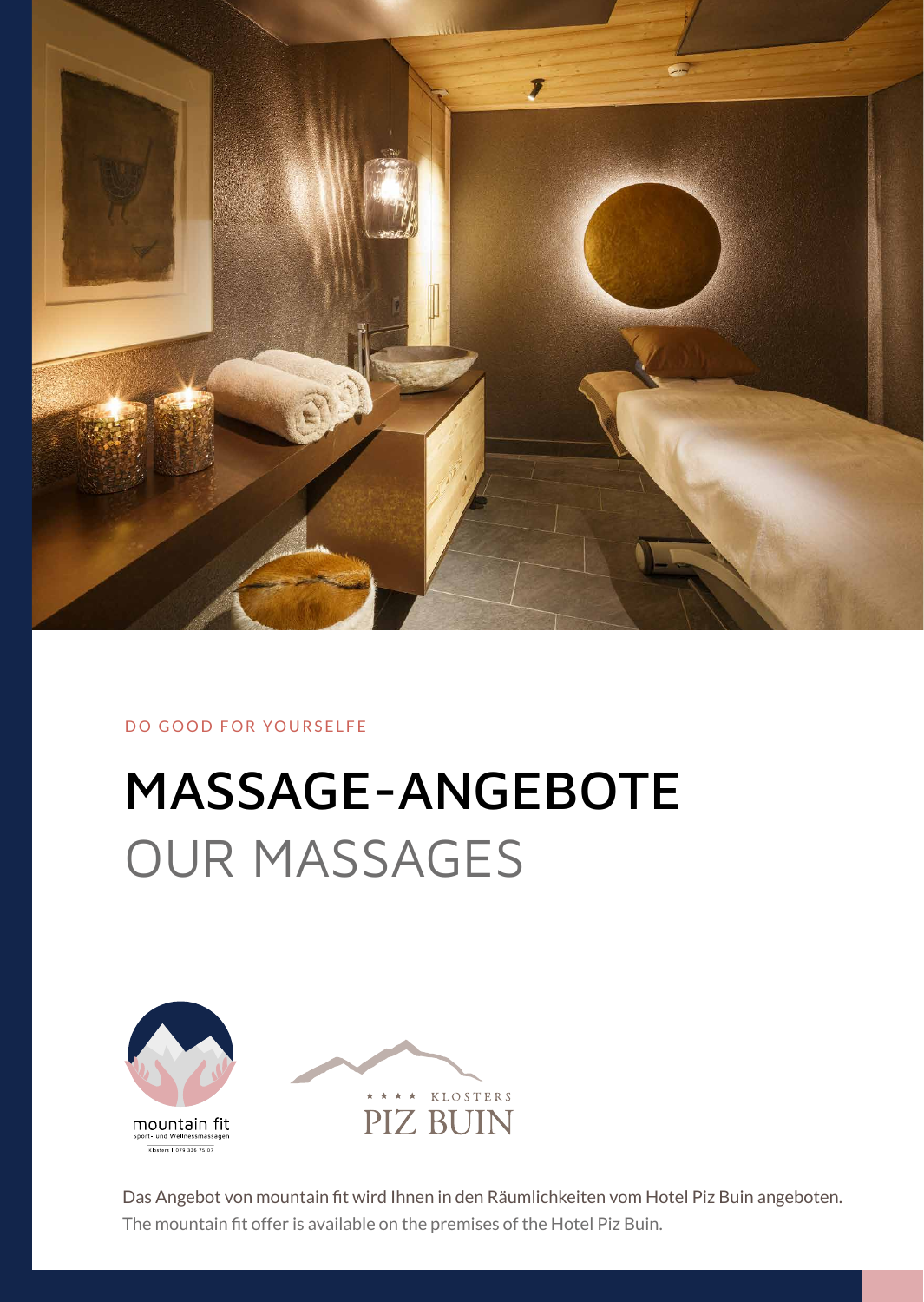DO GOOD FOR YOURSELFE

# MASSAGE-ANGEBOTE

## OUR MASSAGES

mountain fit
Sport- und Wellnessmassagen
Klosters I 079 326 75 07

★ ★ ★ ★ KLOSTERS
PIZ BUIN

Das Angebot von mountain fit wird Ihnen in den Räumlichkeiten vom Hotel Piz Buin angeboten.
The mountain fit offer is available on the premises of the Hotel Piz Buin.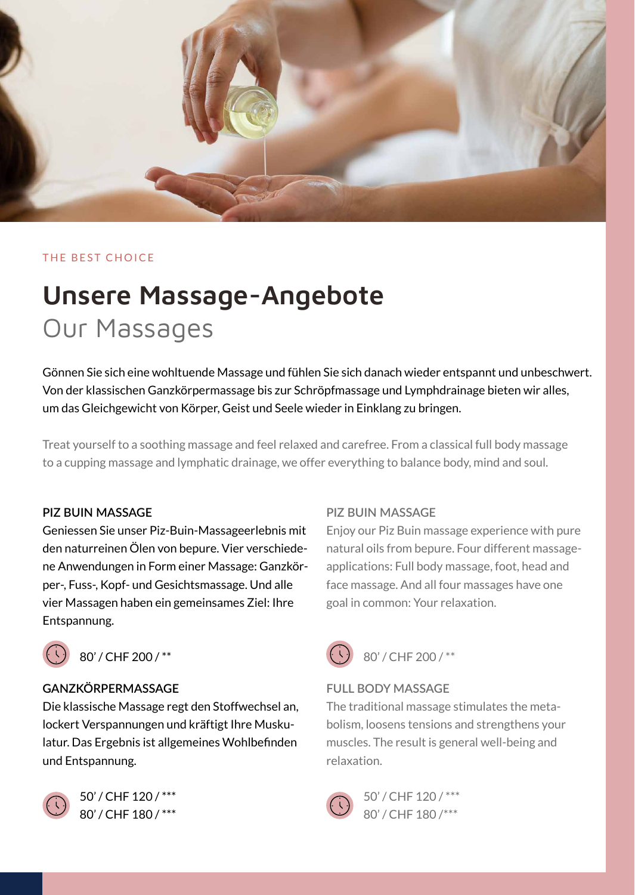THE BEST CHOICE

# Unsere Massage-Angebote

## Our Massages

Gönnen Sie sich eine wohltuende Massage und fühlen Sie sich danach wieder entspannt und unbeschwert. Von der klassischen Ganzkörpermassage bis zur Schröpfmassage und Lymphdrainage bieten wir alles, um das Gleichgewicht von Körper, Geist und Seele wieder in Einklang zu bringen.

Treat yourself to a soothing massage and feel relaxed and carefree. From a classical full body massage to a cupping massage and lymphatic drainage, we offer everything to balance body, mind and soul.

### PIZ BUIN MASSAGE

Geniessen Sie unser Piz-Buin-Massageerlebnis mit den naturreinen Ölen von bepure. Vier verschiedene Anwendungen in Form einer Massage: Ganzkörper-, Fuss-, Kopf- und Gesichtsmassage. Und alle vier Massagen haben ein gemeinsames Ziel: Ihre Entspannung.

80' / CHF 200 / **

### GANZKÖRPERMASSAGE

Die klassische Massage regt den Stoffwechsel an, lockert Verspannungen und kräftigt Ihre Muskulatur. Das Ergebnis ist allgemeines Wohlbefinden und Entspannung.

50' / CHF 120 / ***
80' / CHF 180 / ***

### PIZ BUIN MASSAGE

Enjoy our Piz Buin massage experience with pure natural oils from bepure. Four different massage-applications: Full body massage, foot, head and face massage. And all four massages have one goal in common: Your relaxation.

80' / CHF 200 / **

### FULL BODY MASSAGE

The traditional massage stimulates the metabolism, loosens tensions and strengthens your muscles. The result is general well-being and relaxation.

50' / CHF 120 / ***
80' / CHF 180 /***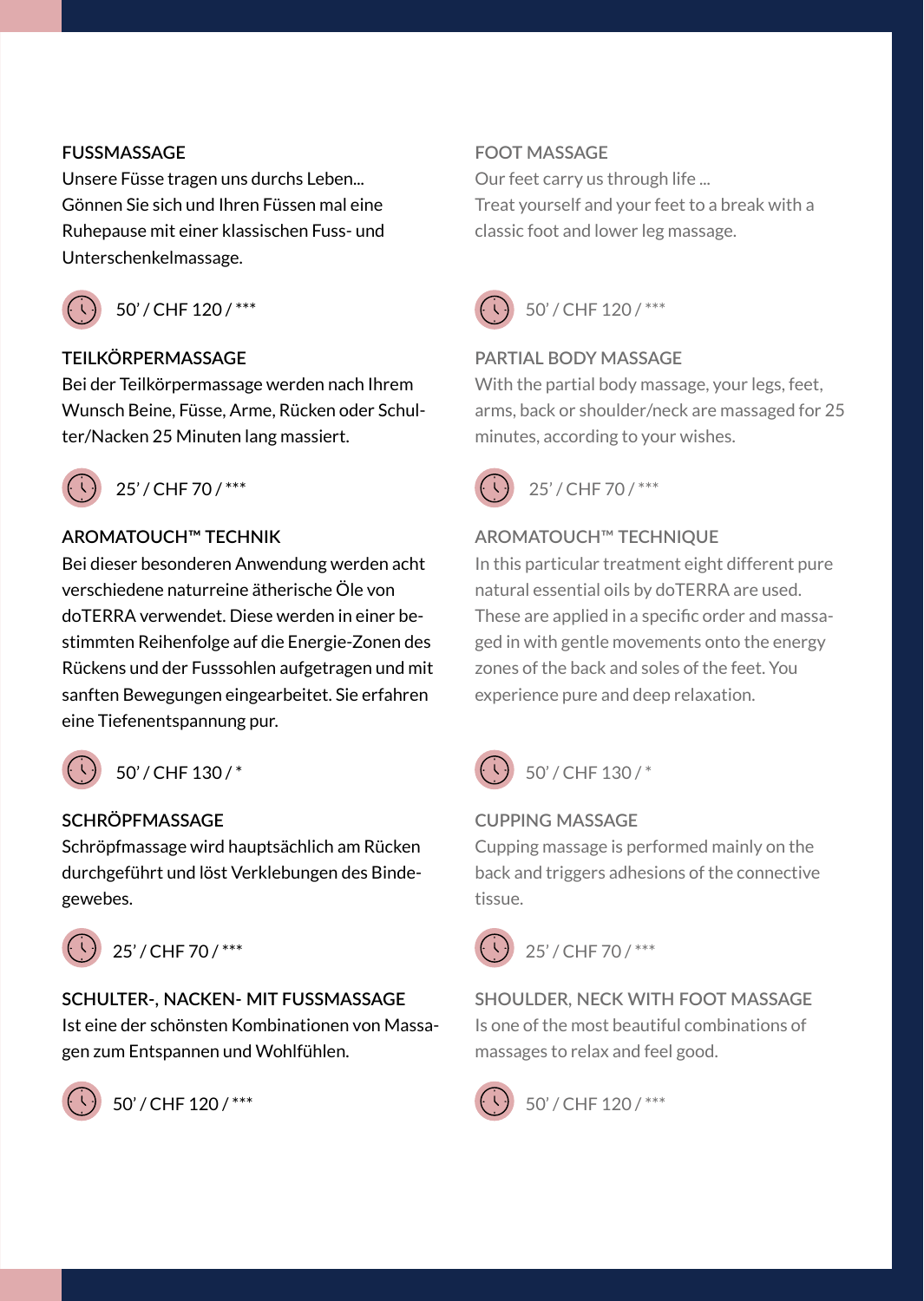### FUSSMASSAGE

Unsere Füsse tragen uns durchs Leben... Gönnen Sie sich und Ihren Füssen mal eine Ruhepause mit einer klassischen Fuss- und Unterschenkelmassage.

50' / CHF 120 / ***

### TEILKÖRPERMASSAGE

Bei der Teilkörpermassage werden nach Ihrem Wunsch Beine, Füsse, Arme, Rücken oder Schulter/Nacken 25 Minuten lang massiert.

25' / CHF 70 / ***

### AROMATOUCH™ TECHNIK

Bei dieser besonderen Anwendung werden acht verschiedene naturreine ätherische Öle von doTERRA verwendet. Diese werden in einer bestimmten Reihenfolge auf die Energie-Zonen des Rückens und der Fusssohlen aufgetragen und mit sanften Bewegungen eingearbeitet. Sie erfahren eine Tiefenentspannung pur.

50' / CHF 130 / *

### SCHRÖPFMASSAGE

Schröpfmassage wird hauptsächlich am Rücken durchgeführt und löst Verklebungen des Bindegewebes.

25' / CHF 70 / ***

### SCHULTER-, NACKEN- MIT FUSSMASSAGE

Ist eine der schönsten Kombinationen von Massagen zum Entspannen und Wohlfühlen.

50' / CHF 120 / ***

### FOOT MASSAGE

Our feet carry us through life ... Treat yourself and your feet to a break with a classic foot and lower leg massage.

50' / CHF 120 / ***

### PARTIAL BODY MASSAGE

With the partial body massage, your legs, feet, arms, back or shoulder/neck are massaged for 25 minutes, according to your wishes.

25' / CHF 70 / ***

### AROMATOUCH™ TECHNIQUE

In this particular treatment eight different pure natural essential oils by doTERRA are used. These are applied in a specific order and massaged in with gentle movements onto the energy zones of the back and soles of the feet. You experience pure and deep relaxation.

50' / CHF 130 / *

### CUPPING MASSAGE

Cupping massage is performed mainly on the back and triggers adhesions of the connective tissue.

25' / CHF 70 / ***

### SHOULDER, NECK WITH FOOT MASSAGE

Is one of the most beautiful combinations of massages to relax and feel good.

50' / CHF 120 / ***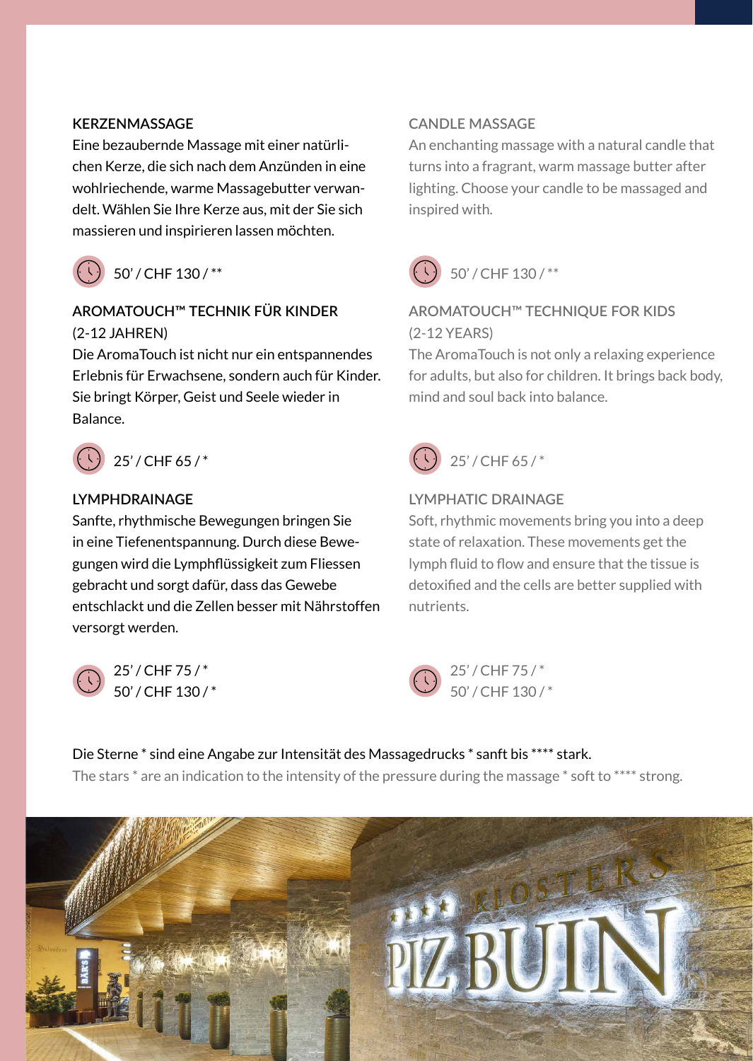### KERZENMASSAGE

Eine bezaubernde Massage mit einer natürlichen Kerze, die sich nach dem Anzünden in eine wohlriechende, warme Massagebutter verwandelt. Wählen Sie Ihre Kerze aus, mit der Sie sich massieren und inspirieren lassen möchten.

50' / CHF 130 / **

### AROMATOUCH™ TECHNIK FÜR KINDER (2-12 JAHREN)

Die AromaTouch ist nicht nur ein entspannendes Erlebnis für Erwachsene, sondern auch für Kinder. Sie bringt Körper, Geist und Seele wieder in Balance.

25' / CHF 65 / *

### LYMPHDRAINAGE

Sanfte, rhythmische Bewegungen bringen Sie in eine Tiefenentspannung. Durch diese Bewegungen wird die Lymphflüssigkeit zum Fliessen gebracht und sorgt dafür, dass das Gewebe entschlackt und die Zellen besser mit Nährstoffen versorgt werden.

25' / CHF 75 / *
50' / CHF 130 / *

### CANDLE MASSAGE

An enchanting massage with a natural candle that turns into a fragrant, warm massage butter after lighting. Choose your candle to be massaged and inspired with.

50' / CHF 130 / **

### AROMATOUCH™ TECHNIQUE FOR KIDS (2-12 YEARS)

The AromaTouch is not only a relaxing experience for adults, but also for children. It brings back body, mind and soul back into balance.

25' / CHF 65 / *

### LYMPHATIC DRAINAGE

Soft, rhythmic movements bring you into a deep state of relaxation. These movements get the lymph fluid to flow and ensure that the tissue is detoxified and the cells are better supplied with nutrients.

25' / CHF 75 / *
50' / CHF 130 / *

Die Sterne * sind eine Angabe zur Intensität des Massagedrucks * sanft bis **** stark.
The stars * are an indication to the intensity of the pressure during the massage * soft to **** strong.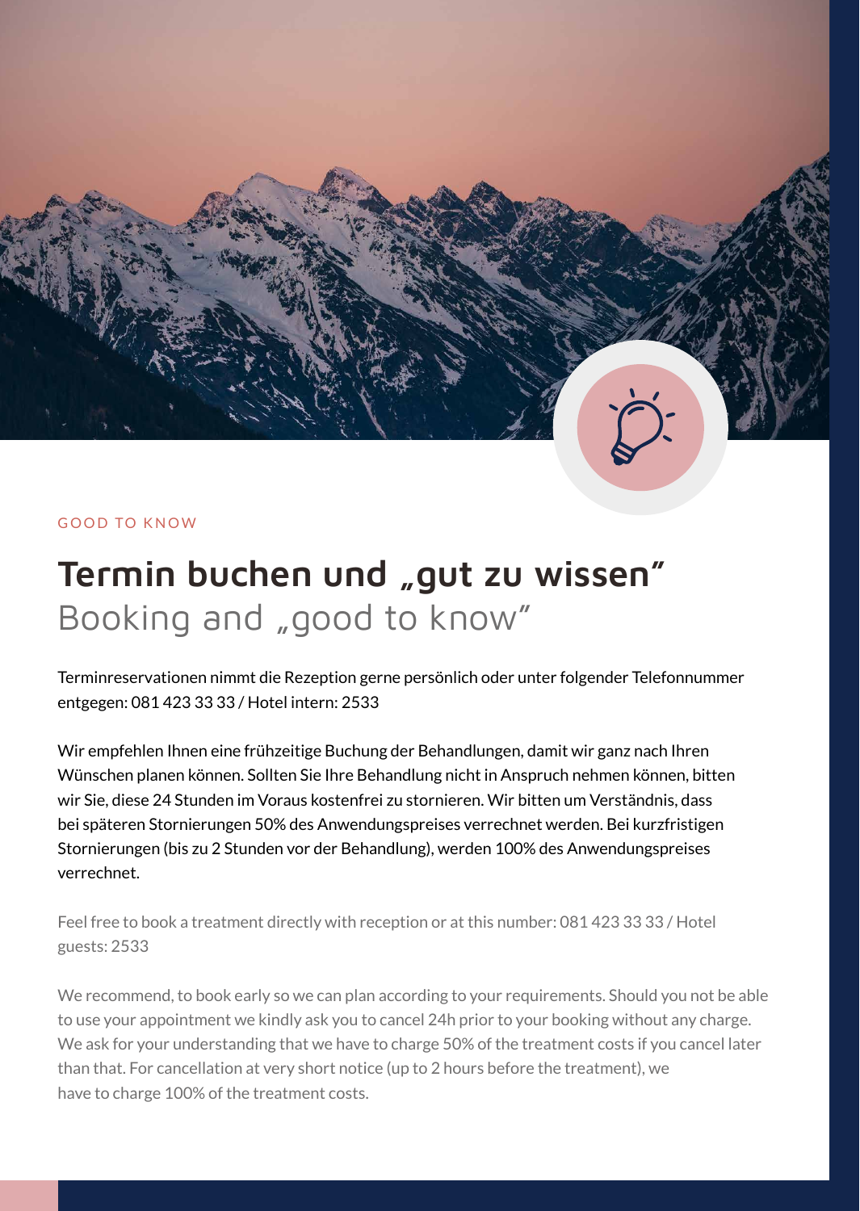GOOD TO KNOW

# Termin buchen und „gut zu wissen"

## Booking and „good to know"

Terminreservationen nimmt die Rezeption gerne persönlich oder unter folgender Telefonnummer entgegen: 081 423 33 33 / Hotel intern: 2533

Wir empfehlen Ihnen eine frühzeitige Buchung der Behandlungen, damit wir ganz nach Ihren Wünschen planen können. Sollten Sie Ihre Behandlung nicht in Anspruch nehmen können, bitten wir Sie, diese 24 Stunden im Voraus kostenfrei zu stornieren. Wir bitten um Verständnis, dass bei späteren Stornierungen 50% des Anwendungspreises verrechnet werden. Bei kurzfristigen Stornierungen (bis zu 2 Stunden vor der Behandlung), werden 100% des Anwendungspreises verrechnet.

Feel free to book a treatment directly with reception or at this number: 081 423 33 33 / Hotel guests: 2533

We recommend, to book early so we can plan according to your requirements. Should you not be able to use your appointment we kindly ask you to cancel 24h prior to your booking without any charge. We ask for your understanding that we have to charge 50% of the treatment costs if you cancel later than that. For cancellation at very short notice (up to 2 hours before the treatment), we have to charge 100% of the treatment costs.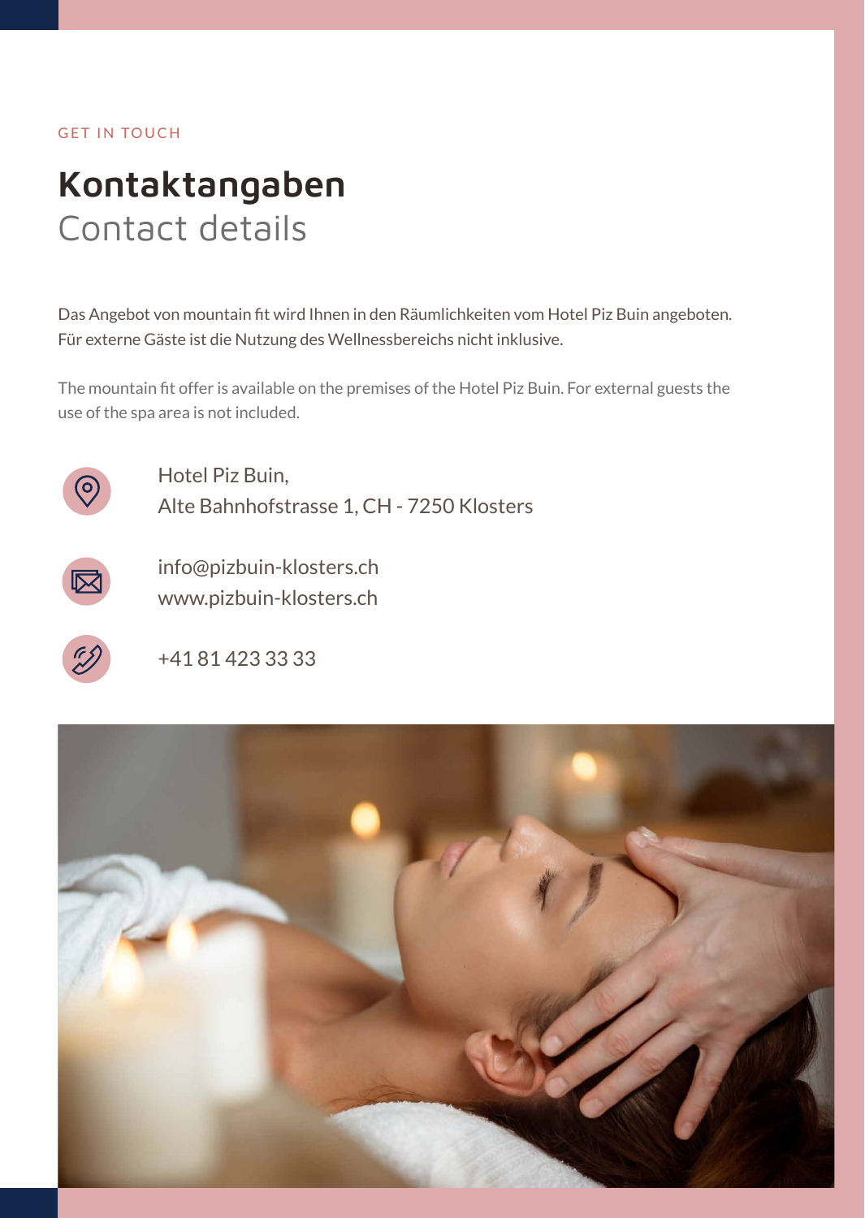GET IN TOUCH

# Kontaktangaben

## Contact details

Das Angebot von mountain fit wird Ihnen in den Räumlichkeiten vom Hotel Piz Buin angeboten. Für externe Gäste ist die Nutzung des Wellnessbereichs nicht inklusive.

The mountain fit offer is available on the premises of the Hotel Piz Buin. For external guests the use of the spa area is not included.

Hotel Piz Buin,
Alte Bahnhofstrasse 1, CH - 7250 Klosters

info@pizbuin-klosters.ch
www.pizbuin-klosters.ch

+41 81 423 33 33